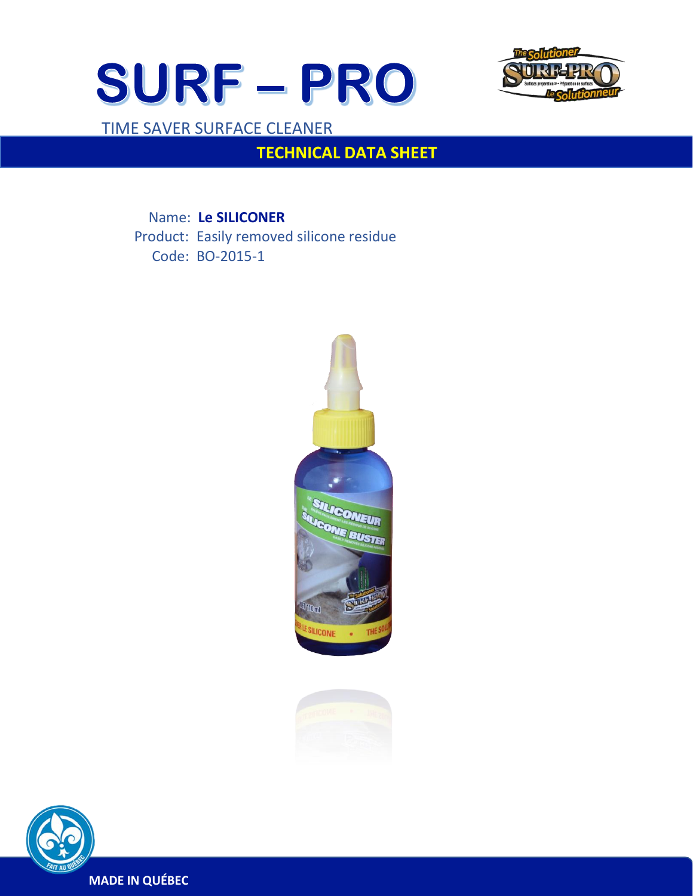# SURF – PRO

TIME SAVER SURFACE CLEANER

## TECHNICAL DATA SHEET

Name: **Le SILICONER**

Product: Easily removed silicone residue

Code: BO-2015-1

**MADE IN QUÉBEC**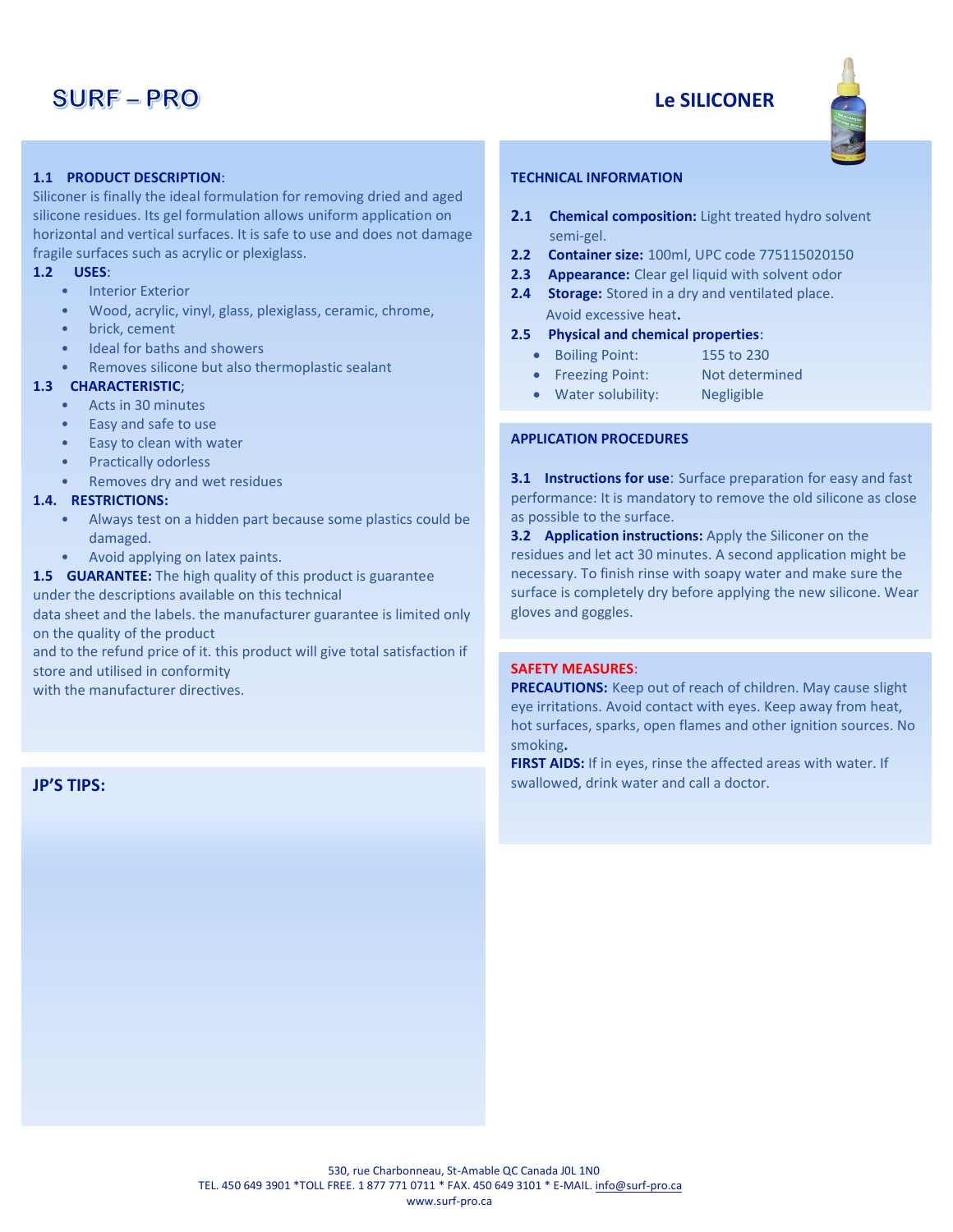# SURF – PRO

## Le SILICONER

### 1.1 PRODUCT DESCRIPTION:

Siliconer is finally the ideal formulation for removing dried and aged silicone residues. Its gel formulation allows uniform application on horizontal and vertical surfaces. It is safe to use and does not damage fragile surfaces such as acrylic or plexiglass.

### 1.2 USES:

- Interior Exterior
- Wood, acrylic, vinyl, glass, plexiglass, ceramic, chrome,
- brick, cement
- Ideal for baths and showers
- Removes silicone but also thermoplastic sealant

### 1.3 CHARACTERISTIC;

- Acts in 30 minutes
- Easy and safe to use
- Easy to clean with water
- Practically odorless
- Removes dry and wet residues

### 1.4. RESTRICTIONS:

- Always test on a hidden part because some plastics could be damaged.
- Avoid applying on latex paints.

**1.5 GUARANTEE:** The high quality of this product is guarantee under the descriptions available on this technical data sheet and the labels. the manufacturer guarantee is limited only on the quality of the product and to the refund price of it. this product will give total satisfaction if store and utilised in conformity with the manufacturer directives.

### JP'S TIPS:

### TECHNICAL INFORMATION

**2.1 Chemical composition:** Light treated hydro solvent semi-gel.

**2.2 Container size:** 100ml, UPC code 775115020150

**2.3 Appearance:** Clear gel liquid with solvent odor

**2.4 Storage:** Stored in a dry and ventilated place. Avoid excessive heat**.**

**2.5 Physical and chemical properties**:

- Boiling Point: 155 to 230
- Freezing Point: Not determined
- Water solubility: Negligible

### APPLICATION PROCEDURES

**3.1 Instructions for use**: Surface preparation for easy and fast performance: It is mandatory to remove the old silicone as close as possible to the surface.

**3.2 Application instructions:** Apply the Siliconer on the residues and let act 30 minutes. A second application might be necessary. To finish rinse with soapy water and make sure the surface is completely dry before applying the new silicone. Wear gloves and goggles.

### SAFETY MEASURES:

**PRECAUTIONS:** Keep out of reach of children. May cause slight eye irritations. Avoid contact with eyes. Keep away from heat, hot surfaces, sparks, open flames and other ignition sources. No smoking**.**

**FIRST AIDS:** If in eyes, rinse the affected areas with water. If swallowed, drink water and call a doctor.

530, rue Charbonneau, St-Amable QC Canada J0L 1N0
TEL. 450 649 3901 *TOLL FREE. 1 877 771 0711 * FAX. 450 649 3101 * E-MAIL. info@surf-pro.ca
www.surf-pro.ca